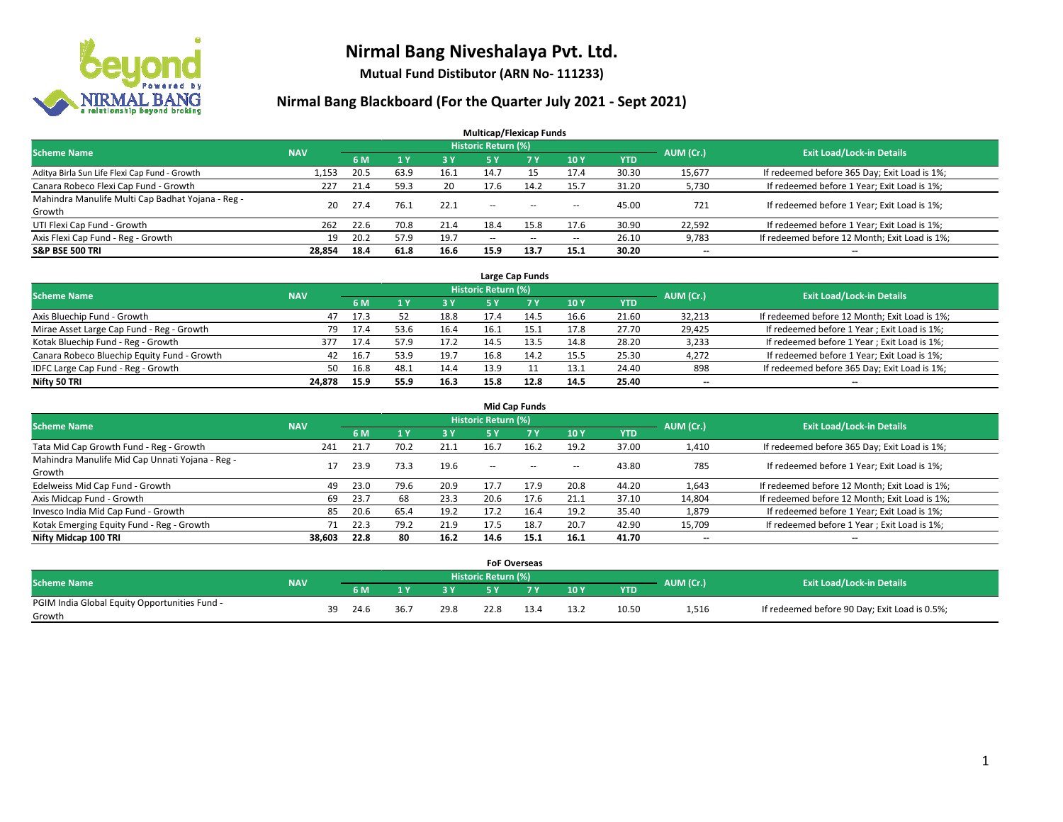# Nirmal Bang Niveshalaya Pvt. Ltd.

**Mutual Fund Distibutor (ARN No- 111233)**

## Nirmal Bang Blackboard (For the Quarter July 2021 - Sept 2021)

### Multicap/Flexicap Funds

| Scheme Name | NAV | Historic Return (%) | | | | | | | AUM (Cr.) | Exit Load/Lock-in Details |
|---|---|---|---|---|---|---|---|---|---|---|
| | | 6 M | 1 Y | 3 Y | 5 Y | 7 Y | 10 Y | YTD | | |
| Aditya Birla Sun Life Flexi Cap Fund - Growth | 1,153 | 20.5 | 63.9 | 16.1 | 14.7 | 15 | 17.4 | 30.30 | 15,677 | If redeemed before 365 Day; Exit Load is 1%; |
| Canara Robeco Flexi Cap Fund - Growth | 227 | 21.4 | 59.3 | 20 | 17.6 | 14.2 | 15.7 | 31.20 | 5,730 | If redeemed before 1 Year; Exit Load is 1%; |
| Mahindra Manulife Multi Cap Badhat Yojana - Reg - Growth | 20 | 27.4 | 76.1 | 22.1 | -- | -- | -- | 45.00 | 721 | If redeemed before 1 Year; Exit Load is 1%; |
| UTI Flexi Cap Fund - Growth | 262 | 22.6 | 70.8 | 21.4 | 18.4 | 15.8 | 17.6 | 30.90 | 22,592 | If redeemed before 1 Year; Exit Load is 1%; |
| Axis Flexi Cap Fund - Reg - Growth | 19 | 20.2 | 57.9 | 19.7 | -- | -- | -- | 26.10 | 9,783 | If redeemed before 12 Month; Exit Load is 1%; |
| **S&P BSE 500 TRI** | **28,854** | **18.4** | **61.8** | **16.6** | **15.9** | **13.7** | **15.1** | **30.20** | **--** | **--** |

### Large Cap Funds

| Scheme Name | NAV | Historic Return (%) | | | | | | | AUM (Cr.) | Exit Load/Lock-in Details |
|---|---|---|---|---|---|---|---|---|---|---|
| | | 6 M | 1 Y | 3 Y | 5 Y | 7 Y | 10 Y | YTD | | |
| Axis Bluechip Fund - Growth | 47 | 17.3 | 52 | 18.8 | 17.4 | 14.5 | 16.6 | 21.60 | 32,213 | If redeemed before 12 Month; Exit Load is 1%; |
| Mirae Asset Large Cap Fund - Reg - Growth | 79 | 17.4 | 53.6 | 16.4 | 16.1 | 15.1 | 17.8 | 27.70 | 29,425 | If redeemed before 1 Year ; Exit Load is 1%; |
| Kotak Bluechip Fund - Reg - Growth | 377 | 17.4 | 57.9 | 17.2 | 14.5 | 13.5 | 14.8 | 28.20 | 3,233 | If redeemed before 1 Year ; Exit Load is 1%; |
| Canara Robeco Bluechip Equity Fund - Growth | 42 | 16.7 | 53.9 | 19.7 | 16.8 | 14.2 | 15.5 | 25.30 | 4,272 | If redeemed before 1 Year; Exit Load is 1%; |
| IDFC Large Cap Fund - Reg - Growth | 50 | 16.8 | 48.1 | 14.4 | 13.9 | 11 | 13.1 | 24.40 | 898 | If redeemed before 365 Day; Exit Load is 1%; |
| **Nifty 50 TRI** | **24,878** | **15.9** | **55.9** | **16.3** | **15.8** | **12.8** | **14.5** | **25.40** | **--** | **--** |

### Mid Cap Funds

| Scheme Name | NAV | Historic Return (%) | | | | | | | AUM (Cr.) | Exit Load/Lock-in Details |
|---|---|---|---|---|---|---|---|---|---|---|
| | | 6 M | 1 Y | 3 Y | 5 Y | 7 Y | 10 Y | YTD | | |
| Tata Mid Cap Growth Fund - Reg - Growth | 241 | 21.7 | 70.2 | 21.1 | 16.7 | 16.2 | 19.2 | 37.00 | 1,410 | If redeemed before 365 Day; Exit Load is 1%; |
| Mahindra Manulife Mid Cap Unnati Yojana - Reg - Growth | 17 | 23.9 | 73.3 | 19.6 | -- | -- | -- | 43.80 | 785 | If redeemed before 1 Year; Exit Load is 1%; |
| Edelweiss Mid Cap Fund - Growth | 49 | 23.0 | 79.6 | 20.9 | 17.7 | 17.9 | 20.8 | 44.20 | 1,643 | If redeemed before 12 Month; Exit Load is 1%; |
| Axis Midcap Fund - Growth | 69 | 23.7 | 68 | 23.3 | 20.6 | 17.6 | 21.1 | 37.10 | 14,804 | If redeemed before 12 Month; Exit Load is 1%; |
| Invesco India Mid Cap Fund - Growth | 85 | 20.6 | 65.4 | 19.2 | 17.2 | 16.4 | 19.2 | 35.40 | 1,879 | If redeemed before 1 Year; Exit Load is 1%; |
| Kotak Emerging Equity Fund - Reg - Growth | 71 | 22.3 | 79.2 | 21.9 | 17.5 | 18.7 | 20.7 | 42.90 | 15,709 | If redeemed before 1 Year ; Exit Load is 1%; |
| **Nifty Midcap 100 TRI** | **38,603** | **22.8** | **80** | **16.2** | **14.6** | **15.1** | **16.1** | **41.70** | **--** | **--** |

### FoF Overseas

| Scheme Name | NAV | Historic Return (%) | | | | | | | AUM (Cr.) | Exit Load/Lock-in Details |
|---|---|---|---|---|---|---|---|---|---|---|
| | | 6 M | 1 Y | 3 Y | 5 Y | 7 Y | 10 Y | YTD | | |
| PGIM India Global Equity Opportunities Fund - Growth | 39 | 24.6 | 36.7 | 29.8 | 22.8 | 13.4 | 13.2 | 10.50 | 1,516 | If redeemed before 90 Day; Exit Load is 0.5%; |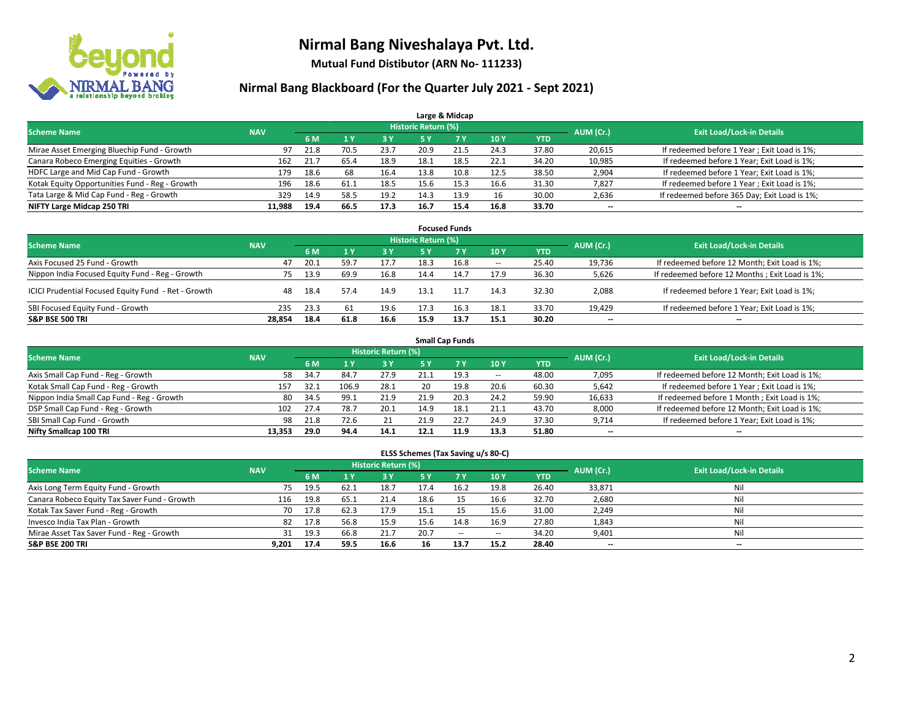# Nirmal Bang Niveshalaya Pvt. Ltd.

**Mutual Fund Distibutor (ARN No- 111233)**

## Nirmal Bang Blackboard (For the Quarter July 2021 - Sept 2021)

### Large & Midcap

| Scheme Name | NAV | Historic Return (%) | | | | | | | AUM (Cr.) | Exit Load/Lock-in Details |
|---|---|---|---|---|---|---|---|---|---|---|
| | | 6 M | 1 Y | 3 Y | 5 Y | 7 Y | 10 Y | YTD | | |
| Mirae Asset Emerging Bluechip Fund - Growth | 97 | 21.8 | 70.5 | 23.7 | 20.9 | 21.5 | 24.3 | 37.80 | 20,615 | If redeemed before 1 Year ; Exit Load is 1%; |
| Canara Robeco Emerging Equities - Growth | 162 | 21.7 | 65.4 | 18.9 | 18.1 | 18.5 | 22.1 | 34.20 | 10,985 | If redeemed before 1 Year; Exit Load is 1%; |
| HDFC Large and Mid Cap Fund - Growth | 179 | 18.6 | 68 | 16.4 | 13.8 | 10.8 | 12.5 | 38.50 | 2,904 | If redeemed before 1 Year; Exit Load is 1%; |
| Kotak Equity Opportunities Fund - Reg - Growth | 196 | 18.6 | 61.1 | 18.5 | 15.6 | 15.3 | 16.6 | 31.30 | 7,827 | If redeemed before 1 Year ; Exit Load is 1%; |
| Tata Large & Mid Cap Fund - Reg - Growth | 329 | 14.9 | 58.5 | 19.2 | 14.3 | 13.9 | 16 | 30.00 | 2,636 | If redeemed before 365 Day; Exit Load is 1%; |
| **NIFTY Large Midcap 250 TRI** | **11,988** | **19.4** | **66.5** | **17.3** | **16.7** | **15.4** | **16.8** | **33.70** | **--** | **--** |

### Focused Funds

| Scheme Name | NAV | Historic Return (%) | | | | | | | AUM (Cr.) | Exit Load/Lock-in Details |
|---|---|---|---|---|---|---|---|---|---|---|
| | | 6 M | 1 Y | 3 Y | 5 Y | 7 Y | 10 Y | YTD | | |
| Axis Focused 25 Fund - Growth | 47 | 20.1 | 59.7 | 17.7 | 18.3 | 16.8 | -- | 25.40 | 19,736 | If redeemed before 12 Month; Exit Load is 1%; |
| Nippon India Focused Equity Fund - Reg - Growth | 75 | 13.9 | 69.9 | 16.8 | 14.4 | 14.7 | 17.9 | 36.30 | 5,626 | If redeemed before 12 Months ; Exit Load is 1%; |
| ICICI Prudential Focused Equity Fund - Ret - Growth | 48 | 18.4 | 57.4 | 14.9 | 13.1 | 11.7 | 14.3 | 32.30 | 2,088 | If redeemed before 1 Year; Exit Load is 1%; |
| SBI Focused Equity Fund - Growth | 235 | 23.3 | 61 | 19.6 | 17.3 | 16.3 | 18.1 | 33.70 | 19,429 | If redeemed before 1 Year; Exit Load is 1%; |
| **S&P BSE 500 TRI** | **28,854** | **18.4** | **61.8** | **16.6** | **15.9** | **13.7** | **15.1** | **30.20** | **--** | **--** |

### Small Cap Funds

| Scheme Name | NAV | Historic Return (%) | | | | | | | AUM (Cr.) | Exit Load/Lock-in Details |
|---|---|---|---|---|---|---|---|---|---|---|
| | | 6 M | 1 Y | 3 Y | 5 Y | 7 Y | 10 Y | YTD | | |
| Axis Small Cap Fund - Reg - Growth | 58 | 34.7 | 84.7 | 27.9 | 21.1 | 19.3 | -- | 48.00 | 7,095 | If redeemed before 12 Month; Exit Load is 1%; |
| Kotak Small Cap Fund - Reg - Growth | 157 | 32.1 | 106.9 | 28.1 | 20 | 19.8 | 20.6 | 60.30 | 5,642 | If redeemed before 1 Year ; Exit Load is 1%; |
| Nippon India Small Cap Fund - Reg - Growth | 80 | 34.5 | 99.1 | 21.9 | 21.9 | 20.3 | 24.2 | 59.90 | 16,633 | If redeemed before 1 Month ; Exit Load is 1%; |
| DSP Small Cap Fund - Reg - Growth | 102 | 27.4 | 78.7 | 20.1 | 14.9 | 18.1 | 21.1 | 43.70 | 8,000 | If redeemed before 12 Month; Exit Load is 1%; |
| SBI Small Cap Fund - Growth | 98 | 21.8 | 72.6 | 21 | 21.9 | 22.7 | 24.9 | 37.30 | 9,714 | If redeemed before 1 Year; Exit Load is 1%; |
| **Nifty Smallcap 100 TRI** | **13,353** | **29.0** | **94.4** | **14.1** | **12.1** | **11.9** | **13.3** | **51.80** | **--** | **--** |

### ELSS Schemes (Tax Saving u/s 80-C)

| Scheme Name | NAV | Historic Return (%) | | | | | | | AUM (Cr.) | Exit Load/Lock-in Details |
|---|---|---|---|---|---|---|---|---|---|---|
| | | 6 M | 1 Y | 3 Y | 5 Y | 7 Y | 10 Y | YTD | | |
| Axis Long Term Equity Fund - Growth | 75 | 19.5 | 62.1 | 18.7 | 17.4 | 16.2 | 19.8 | 26.40 | 33,871 | Nil |
| Canara Robeco Equity Tax Saver Fund - Growth | 116 | 19.8 | 65.1 | 21.4 | 18.6 | 15 | 16.6 | 32.70 | 2,680 | Nil |
| Kotak Tax Saver Fund - Reg - Growth | 70 | 17.8 | 62.3 | 17.9 | 15.1 | 15 | 15.6 | 31.00 | 2,249 | Nil |
| Invesco India Tax Plan - Growth | 82 | 17.8 | 56.8 | 15.9 | 15.6 | 14.8 | 16.9 | 27.80 | 1,843 | Nil |
| Mirae Asset Tax Saver Fund - Reg - Growth | 31 | 19.3 | 66.8 | 21.7 | 20.7 | -- | -- | 34.20 | 9,401 | Nil |
| **S&P BSE 200 TRI** | **9,201** | **17.4** | **59.5** | **16.6** | **16** | **13.7** | **15.2** | **28.40** | **--** | **--** |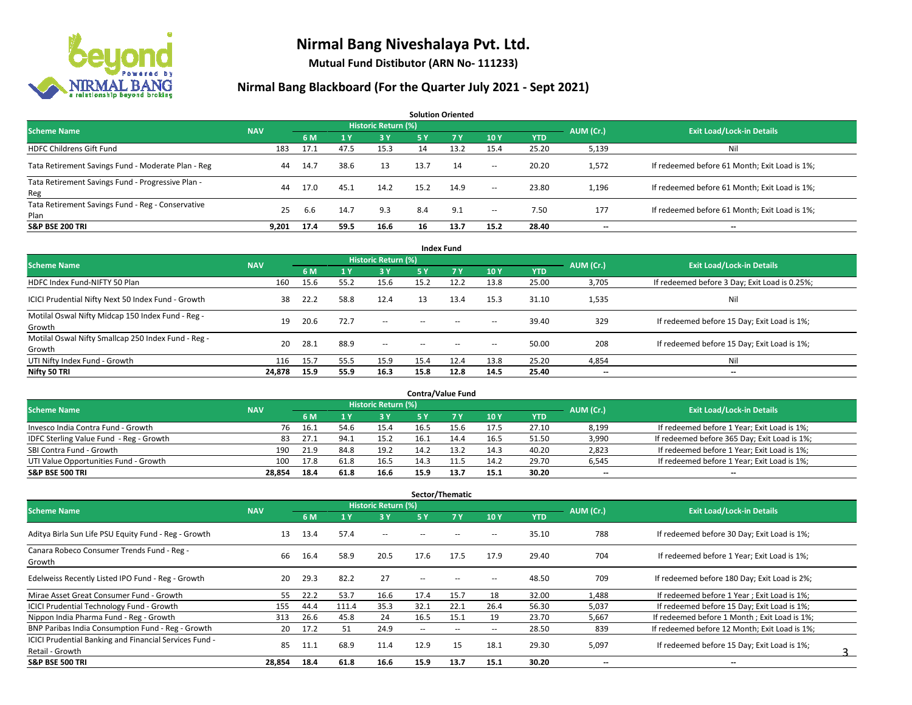# Nirmal Bang Niveshalaya Pvt. Ltd.

**Mutual Fund Distibutor (ARN No- 111233)**

## Nirmal Bang Blackboard (For the Quarter July 2021 - Sept 2021)

### Solution Oriented

| Scheme Name | NAV | Historic Return (%) | | | | | | | AUM (Cr.) | Exit Load/Lock-in Details |
|---|---|---|---|---|---|---|---|---|---|---|
| | | 6 M | 1 Y | 3 Y | 5 Y | 7 Y | 10 Y | YTD | | |
| HDFC Childrens Gift Fund | 183 | 17.1 | 47.5 | 15.3 | 14 | 13.2 | 15.4 | 25.20 | 5,139 | Nil |
| Tata Retirement Savings Fund - Moderate Plan - Reg | 44 | 14.7 | 38.6 | 13 | 13.7 | 14 | -- | 20.20 | 1,572 | If redeemed before 61 Month; Exit Load is 1%; |
| Tata Retirement Savings Fund - Progressive Plan - Reg | 44 | 17.0 | 45.1 | 14.2 | 15.2 | 14.9 | -- | 23.80 | 1,196 | If redeemed before 61 Month; Exit Load is 1%; |
| Tata Retirement Savings Fund - Reg - Conservative Plan | 25 | 6.6 | 14.7 | 9.3 | 8.4 | 9.1 | -- | 7.50 | 177 | If redeemed before 61 Month; Exit Load is 1%; |
| **S&P BSE 200 TRI** | **9,201** | **17.4** | **59.5** | **16.6** | **16** | **13.7** | **15.2** | **28.40** | **--** | **--** |

### Index Fund

| Scheme Name | NAV | Historic Return (%) | | | | | | | AUM (Cr.) | Exit Load/Lock-in Details |
|---|---|---|---|---|---|---|---|---|---|---|
| | | 6 M | 1 Y | 3 Y | 5 Y | 7 Y | 10 Y | YTD | | |
| HDFC Index Fund-NIFTY 50 Plan | 160 | 15.6 | 55.2 | 15.6 | 15.2 | 12.2 | 13.8 | 25.00 | 3,705 | If redeemed before 3 Day; Exit Load is 0.25%; |
| ICICI Prudential Nifty Next 50 Index Fund - Growth | 38 | 22.2 | 58.8 | 12.4 | 13 | 13.4 | 15.3 | 31.10 | 1,535 | Nil |
| Motilal Oswal Nifty Midcap 150 Index Fund - Reg - Growth | 19 | 20.6 | 72.7 | -- | -- | -- | -- | 39.40 | 329 | If redeemed before 15 Day; Exit Load is 1%; |
| Motilal Oswal Nifty Smallcap 250 Index Fund - Reg - Growth | 20 | 28.1 | 88.9 | -- | -- | -- | -- | 50.00 | 208 | If redeemed before 15 Day; Exit Load is 1%; |
| UTI Nifty Index Fund - Growth | 116 | 15.7 | 55.5 | 15.9 | 15.4 | 12.4 | 13.8 | 25.20 | 4,854 | Nil |
| **Nifty 50 TRI** | **24,878** | **15.9** | **55.9** | **16.3** | **15.8** | **12.8** | **14.5** | **25.40** | **--** | **--** |

### Contra/Value Fund

| Scheme Name | NAV | Historic Return (%) | | | | | | | AUM (Cr.) | Exit Load/Lock-in Details |
|---|---|---|---|---|---|---|---|---|---|---|
| | | 6 M | 1 Y | 3 Y | 5 Y | 7 Y | 10 Y | YTD | | |
| Invesco India Contra Fund - Growth | 76 | 16.1 | 54.6 | 15.4 | 16.5 | 15.6 | 17.5 | 27.10 | 8,199 | If redeemed before 1 Year; Exit Load is 1%; |
| IDFC Sterling Value Fund - Reg - Growth | 83 | 27.1 | 94.1 | 15.2 | 16.1 | 14.4 | 16.5 | 51.50 | 3,990 | If redeemed before 365 Day; Exit Load is 1%; |
| SBI Contra Fund - Growth | 190 | 21.9 | 84.8 | 19.2 | 14.2 | 13.2 | 14.3 | 40.20 | 2,823 | If redeemed before 1 Year; Exit Load is 1%; |
| UTI Value Opportunities Fund - Growth | 100 | 17.8 | 61.8 | 16.5 | 14.3 | 11.5 | 14.2 | 29.70 | 6,545 | If redeemed before 1 Year; Exit Load is 1%; |
| **S&P BSE 500 TRI** | **28,854** | **18.4** | **61.8** | **16.6** | **15.9** | **13.7** | **15.1** | **30.20** | **--** | **--** |

### Sector/Thematic

| Scheme Name | NAV | Historic Return (%) | | | | | | | AUM (Cr.) | Exit Load/Lock-in Details |
|---|---|---|---|---|---|---|---|---|---|---|
| | | 6 M | 1 Y | 3 Y | 5 Y | 7 Y | 10 Y | YTD | | |
| Aditya Birla Sun Life PSU Equity Fund - Reg - Growth | 13 | 13.4 | 57.4 | -- | -- | -- | -- | 35.10 | 788 | If redeemed before 30 Day; Exit Load is 1%; |
| Canara Robeco Consumer Trends Fund - Reg - Growth | 66 | 16.4 | 58.9 | 20.5 | 17.6 | 17.5 | 17.9 | 29.40 | 704 | If redeemed before 1 Year; Exit Load is 1%; |
| Edelweiss Recently Listed IPO Fund - Reg - Growth | 20 | 29.3 | 82.2 | 27 | -- | -- | -- | 48.50 | 709 | If redeemed before 180 Day; Exit Load is 2%; |
| Mirae Asset Great Consumer Fund - Growth | 55 | 22.2 | 53.7 | 16.6 | 17.4 | 15.7 | 18 | 32.00 | 1,488 | If redeemed before 1 Year ; Exit Load is 1%; |
| ICICI Prudential Technology Fund - Growth | 155 | 44.4 | 111.4 | 35.3 | 32.1 | 22.1 | 26.4 | 56.30 | 5,037 | If redeemed before 15 Day; Exit Load is 1%; |
| Nippon India Pharma Fund - Reg - Growth | 313 | 26.6 | 45.8 | 24 | 16.5 | 15.1 | 19 | 23.70 | 5,667 | If redeemed before 1 Month ; Exit Load is 1%; |
| BNP Paribas India Consumption Fund - Reg - Growth | 20 | 17.2 | 51 | 24.9 | -- | -- | -- | 28.50 | 839 | If redeemed before 12 Month; Exit Load is 1%; |
| ICICI Prudential Banking and Financial Services Fund - Retail - Growth | 85 | 11.1 | 68.9 | 11.4 | 12.9 | 15 | 18.1 | 29.30 | 5,097 | If redeemed before 15 Day; Exit Load is 1%; |
| **S&P BSE 500 TRI** | **28,854** | **18.4** | **61.8** | **16.6** | **15.9** | **13.7** | **15.1** | **30.20** | **--** | **--** |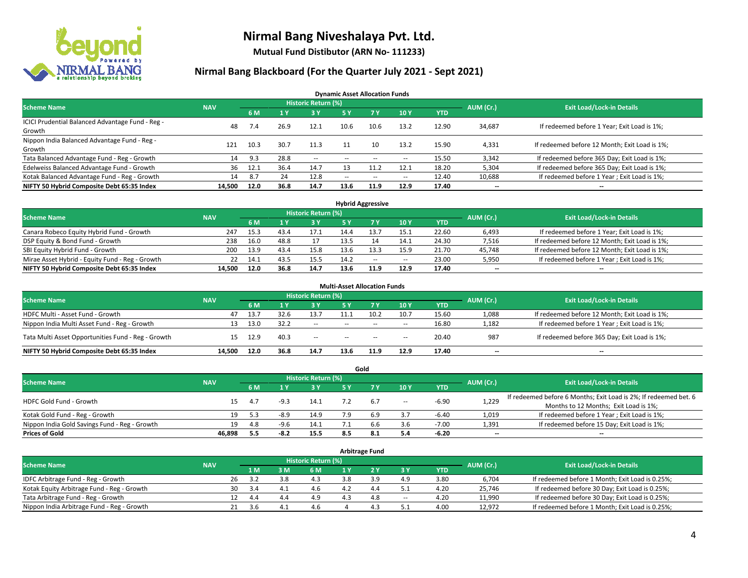# Nirmal Bang Niveshalaya Pvt. Ltd.

**Mutual Fund Distibutor (ARN No- 111233)**

## Nirmal Bang Blackboard (For the Quarter July 2021 - Sept 2021)

### Dynamic Asset Allocation Funds

| Scheme Name | NAV | Historic Return (%) | | | | | | | AUM (Cr.) | Exit Load/Lock-in Details |
|---|---|---|---|---|---|---|---|---|---|---|
| | | 6 M | 1 Y | 3 Y | 5 Y | 7 Y | 10 Y | YTD | | |
| ICICI Prudential Balanced Advantage Fund - Reg - Growth | 48 | 7.4 | 26.9 | 12.1 | 10.6 | 10.6 | 13.2 | 12.90 | 34,687 | If redeemed before 1 Year; Exit Load is 1%; |
| Nippon India Balanced Advantage Fund - Reg - Growth | 121 | 10.3 | 30.7 | 11.3 | 11 | 10 | 13.2 | 15.90 | 4,331 | If redeemed before 12 Month; Exit Load is 1%; |
| Tata Balanced Advantage Fund - Reg - Growth | 14 | 9.3 | 28.8 | -- | -- | -- | -- | 15.50 | 3,342 | If redeemed before 365 Day; Exit Load is 1%; |
| Edelweiss Balanced Advantage Fund - Growth | 36 | 12.1 | 36.4 | 14.7 | 13 | 11.2 | 12.1 | 18.20 | 5,304 | If redeemed before 365 Day; Exit Load is 1%; |
| Kotak Balanced Advantage Fund - Reg - Growth | 14 | 8.7 | 24 | 12.8 | -- | -- | -- | 12.40 | 10,688 | If redeemed before 1 Year ; Exit Load is 1%; |
| **NIFTY 50 Hybrid Composite Debt 65:35 Index** | **14,500** | **12.0** | **36.8** | **14.7** | **13.6** | **11.9** | **12.9** | **17.40** | **--** | **--** |

### Hybrid Aggressive

| Scheme Name | NAV | Historic Return (%) | | | | | | | AUM (Cr.) | Exit Load/Lock-in Details |
|---|---|---|---|---|---|---|---|---|---|---|
| | | 6 M | 1 Y | 3 Y | 5 Y | 7 Y | 10 Y | YTD | | |
| Canara Robeco Equity Hybrid Fund - Growth | 247 | 15.3 | 43.4 | 17.1 | 14.4 | 13.7 | 15.1 | 22.60 | 6,493 | If redeemed before 1 Year; Exit Load is 1%; |
| DSP Equity & Bond Fund - Growth | 238 | 16.0 | 48.8 | 17 | 13.5 | 14 | 14.1 | 24.30 | 7,516 | If redeemed before 12 Month; Exit Load is 1%; |
| SBI Equity Hybrid Fund - Growth | 200 | 13.9 | 43.4 | 15.8 | 13.6 | 13.3 | 15.9 | 21.70 | 45,748 | If redeemed before 12 Month; Exit Load is 1%; |
| Mirae Asset Hybrid - Equity Fund - Reg - Growth | 22 | 14.1 | 43.5 | 15.5 | 14.2 | -- | -- | 23.00 | 5,950 | If redeemed before 1 Year ; Exit Load is 1%; |
| **NIFTY 50 Hybrid Composite Debt 65:35 Index** | **14,500** | **12.0** | **36.8** | **14.7** | **13.6** | **11.9** | **12.9** | **17.40** | **--** | **--** |

### Multi-Asset Allocation Funds

| Scheme Name | NAV | Historic Return (%) | | | | | | | AUM (Cr.) | Exit Load/Lock-in Details |
|---|---|---|---|---|---|---|---|---|---|---|
| | | 6 M | 1 Y | 3 Y | 5 Y | 7 Y | 10 Y | YTD | | |
| HDFC Multi - Asset Fund - Growth | 47 | 13.7 | 32.6 | 13.7 | 11.1 | 10.2 | 10.7 | 15.60 | 1,088 | If redeemed before 12 Month; Exit Load is 1%; |
| Nippon India Multi Asset Fund - Reg - Growth | 13 | 13.0 | 32.2 | -- | -- | -- | -- | 16.80 | 1,182 | If redeemed before 1 Year ; Exit Load is 1%; |
| Tata Multi Asset Opportunities Fund - Reg - Growth | 15 | 12.9 | 40.3 | -- | -- | -- | -- | 20.40 | 987 | If redeemed before 365 Day; Exit Load is 1%; |
| **NIFTY 50 Hybrid Composite Debt 65:35 Index** | **14,500** | **12.0** | **36.8** | **14.7** | **13.6** | **11.9** | **12.9** | **17.40** | **--** | **--** |

### Gold

| Scheme Name | NAV | Historic Return (%) | | | | | | | AUM (Cr.) | Exit Load/Lock-in Details |
|---|---|---|---|---|---|---|---|---|---|---|
| | | 6 M | 1 Y | 3 Y | 5 Y | 7 Y | 10 Y | YTD | | |
| HDFC Gold Fund - Growth | 15 | 4.7 | -9.3 | 14.1 | 7.2 | 6.7 | -- | -6.90 | 1,229 | If redeemed before 6 Months; Exit Load is 2%; If redeemed bet. 6 Months to 12 Months; Exit Load is 1%; |
| Kotak Gold Fund - Reg - Growth | 19 | 5.3 | -8.9 | 14.9 | 7.9 | 6.9 | 3.7 | -6.40 | 1,019 | If redeemed before 1 Year ; Exit Load is 1%; |
| Nippon India Gold Savings Fund - Reg - Growth | 19 | 4.8 | -9.6 | 14.1 | 7.1 | 6.6 | 3.6 | -7.00 | 1,391 | If redeemed before 15 Day; Exit Load is 1%; |
| **Prices of Gold** | **46,898** | **5.5** | **-8.2** | **15.5** | **8.5** | **8.1** | **5.4** | **-6.20** | **--** | **--** |

### Arbitrage Fund

| Scheme Name | NAV | Historic Return (%) | | | | | | | AUM (Cr.) | Exit Load/Lock-in Details |
|---|---|---|---|---|---|---|---|---|---|---|
| | | 1 M | 3 M | 6 M | 1 Y | 2 Y | 3 Y | YTD | | |
| IDFC Arbitrage Fund - Reg - Growth | 26 | 3.2 | 3.8 | 4.3 | 3.8 | 3.9 | 4.9 | 3.80 | 6,704 | If redeemed before 1 Month; Exit Load is 0.25%; |
| Kotak Equity Arbitrage Fund - Reg - Growth | 30 | 3.4 | 4.1 | 4.6 | 4.2 | 4.4 | 5.1 | 4.20 | 25,746 | If redeemed before 30 Day; Exit Load is 0.25%; |
| Tata Arbitrage Fund - Reg - Growth | 12 | 4.4 | 4.4 | 4.9 | 4.3 | 4.8 | -- | 4.20 | 11,990 | If redeemed before 30 Day; Exit Load is 0.25%; |
| Nippon India Arbitrage Fund - Reg - Growth | 21 | 3.6 | 4.1 | 4.6 | 4 | 4.3 | 5.1 | 4.00 | 12,972 | If redeemed before 1 Month; Exit Load is 0.25%; |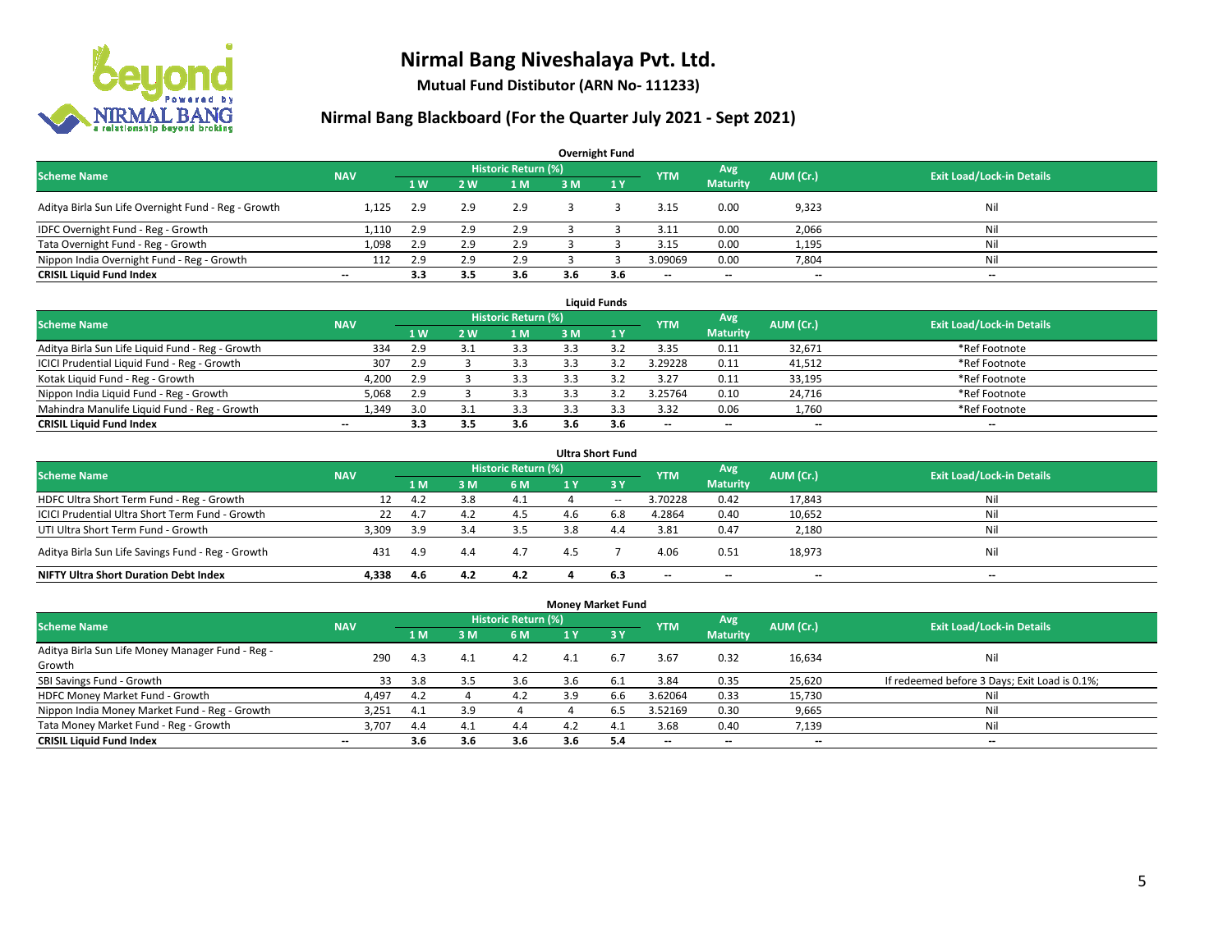# Nirmal Bang Niveshalaya Pvt. Ltd.

**Mutual Fund Distibutor (ARN No- 111233)**

## Nirmal Bang Blackboard (For the Quarter July 2021 - Sept 2021)

### Overnight Fund

| Scheme Name | NAV | Historic Return (%) | | | | | YTM | Avg Maturity | AUM (Cr.) | Exit Load/Lock-in Details |
|---|---|---|---|---|---|---|---|---|---|---|
| | | 1 W | 2 W | 1 M | 3 M | 1 Y | | | | |
| Aditya Birla Sun Life Overnight Fund - Reg - Growth | 1,125 | 2.9 | 2.9 | 2.9 | 3 | 3 | 3.15 | 0.00 | 9,323 | Nil |
| IDFC Overnight Fund - Reg - Growth | 1,110 | 2.9 | 2.9 | 2.9 | 3 | 3 | 3.11 | 0.00 | 2,066 | Nil |
| Tata Overnight Fund - Reg - Growth | 1,098 | 2.9 | 2.9 | 2.9 | 3 | 3 | 3.15 | 0.00 | 1,195 | Nil |
| Nippon India Overnight Fund - Reg - Growth | 112 | 2.9 | 2.9 | 2.9 | 3 | 3 | 3.09069 | 0.00 | 7,804 | Nil |
| **CRISIL Liquid Fund Index** | -- | **3.3** | **3.5** | **3.6** | **3.6** | **3.6** | -- | -- | -- | -- |

### Liquid Funds

| Scheme Name | NAV | Historic Return (%) | | | | | YTM | Avg Maturity | AUM (Cr.) | Exit Load/Lock-in Details |
|---|---|---|---|---|---|---|---|---|---|---|
| | | 1 W | 2 W | 1 M | 3 M | 1 Y | | | | |
| Aditya Birla Sun Life Liquid Fund - Reg - Growth | 334 | 2.9 | 3.1 | 3.3 | 3.3 | 3.2 | 3.35 | 0.11 | 32,671 | *Ref Footnote |
| ICICI Prudential Liquid Fund - Reg - Growth | 307 | 2.9 | 3 | 3.3 | 3.3 | 3.2 | 3.29228 | 0.11 | 41,512 | *Ref Footnote |
| Kotak Liquid Fund - Reg - Growth | 4,200 | 2.9 | 3 | 3.3 | 3.3 | 3.2 | 3.27 | 0.11 | 33,195 | *Ref Footnote |
| Nippon India Liquid Fund - Reg - Growth | 5,068 | 2.9 | 3 | 3.3 | 3.3 | 3.2 | 3.25764 | 0.10 | 24,716 | *Ref Footnote |
| Mahindra Manulife Liquid Fund - Reg - Growth | 1,349 | 3.0 | 3.1 | 3.3 | 3.3 | 3.3 | 3.32 | 0.06 | 1,760 | *Ref Footnote |
| **CRISIL Liquid Fund Index** | -- | **3.3** | **3.5** | **3.6** | **3.6** | **3.6** | -- | -- | -- | -- |

### Ultra Short Fund

| Scheme Name | NAV | Historic Return (%) | | | | | YTM | Avg Maturity | AUM (Cr.) | Exit Load/Lock-in Details |
|---|---|---|---|---|---|---|---|---|---|---|
| | | 1 M | 3 M | 6 M | 1 Y | 3 Y | | | | |
| HDFC Ultra Short Term Fund - Reg - Growth | 12 | 4.2 | 3.8 | 4.1 | 4 | -- | 3.70228 | 0.42 | 17,843 | Nil |
| ICICI Prudential Ultra Short Term Fund - Growth | 22 | 4.7 | 4.2 | 4.5 | 4.6 | 6.8 | 4.2864 | 0.40 | 10,652 | Nil |
| UTI Ultra Short Term Fund - Growth | 3,309 | 3.9 | 3.4 | 3.5 | 3.8 | 4.4 | 3.81 | 0.47 | 2,180 | Nil |
| Aditya Birla Sun Life Savings Fund - Reg - Growth | 431 | 4.9 | 4.4 | 4.7 | 4.5 | 7 | 4.06 | 0.51 | 18,973 | Nil |
| **NIFTY Ultra Short Duration Debt Index** | **4,338** | **4.6** | **4.2** | **4.2** | **4** | **6.3** | -- | -- | -- | -- |

### Money Market Fund

| Scheme Name | NAV | Historic Return (%) | | | | | YTM | Avg Maturity | AUM (Cr.) | Exit Load/Lock-in Details |
|---|---|---|---|---|---|---|---|---|---|---|
| | | 1 M | 3 M | 6 M | 1 Y | 3 Y | | | | |
| Aditya Birla Sun Life Money Manager Fund - Reg - Growth | 290 | 4.3 | 4.1 | 4.2 | 4.1 | 6.7 | 3.67 | 0.32 | 16,634 | Nil |
| SBI Savings Fund - Growth | 33 | 3.8 | 3.5 | 3.6 | 3.6 | 6.1 | 3.84 | 0.35 | 25,620 | If redeemed before 3 Days; Exit Load is 0.1%; |
| HDFC Money Market Fund - Growth | 4,497 | 4.2 | 4 | 4.2 | 3.9 | 6.6 | 3.62064 | 0.33 | 15,730 | Nil |
| Nippon India Money Market Fund - Reg - Growth | 3,251 | 4.1 | 3.9 | 4 | 4 | 6.5 | 3.52169 | 0.30 | 9,665 | Nil |
| Tata Money Market Fund - Reg - Growth | 3,707 | 4.4 | 4.1 | 4.4 | 4.2 | 4.1 | 3.68 | 0.40 | 7,139 | Nil |
| **CRISIL Liquid Fund Index** | -- | **3.6** | **3.6** | **3.6** | **3.6** | **5.4** | -- | -- | -- | -- |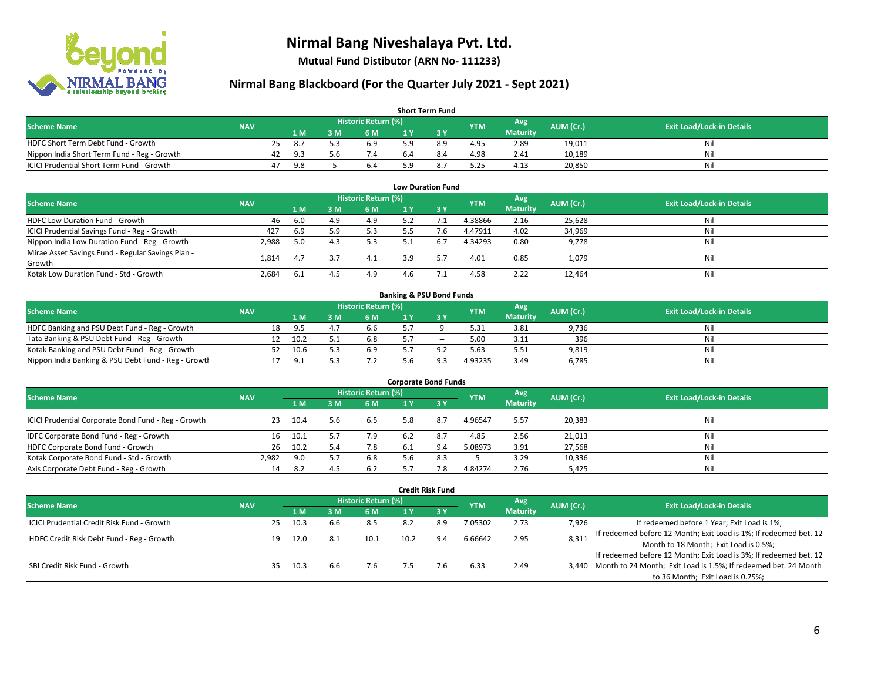# Nirmal Bang Niveshalaya Pvt. Ltd.

**Mutual Fund Distibutor (ARN No- 111233)**

## Nirmal Bang Blackboard (For the Quarter July 2021 - Sept 2021)

### Short Term Fund

| Scheme Name | NAV | Historic Return (%) | | | | | YTM | Avg Maturity | AUM (Cr.) | Exit Load/Lock-in Details |
|---|---|---|---|---|---|---|---|---|---|---|
| | | 1 M | 3 M | 6 M | 1 Y | 3 Y | | | | |
| HDFC Short Term Debt Fund - Growth | 25 | 8.7 | 5.3 | 6.9 | 5.9 | 8.9 | 4.95 | 2.89 | 19,011 | Nil |
| Nippon India Short Term Fund - Reg - Growth | 42 | 9.3 | 5.6 | 7.4 | 6.4 | 8.4 | 4.98 | 2.41 | 10,189 | Nil |
| ICICI Prudential Short Term Fund - Growth | 47 | 9.8 | 5 | 6.4 | 5.9 | 8.7 | 5.25 | 4.13 | 20,850 | Nil |

### Low Duration Fund

| Scheme Name | NAV | Historic Return (%) | | | | | YTM | Avg Maturity | AUM (Cr.) | Exit Load/Lock-in Details |
|---|---|---|---|---|---|---|---|---|---|---|
| | | 1 M | 3 M | 6 M | 1 Y | 3 Y | | | | |
| HDFC Low Duration Fund - Growth | 46 | 6.0 | 4.9 | 4.9 | 5.2 | 7.1 | 4.38866 | 2.16 | 25,628 | Nil |
| ICICI Prudential Savings Fund - Reg - Growth | 427 | 6.9 | 5.9 | 5.3 | 5.5 | 7.6 | 4.47911 | 4.02 | 34,969 | Nil |
| Nippon India Low Duration Fund - Reg - Growth | 2,988 | 5.0 | 4.3 | 5.3 | 5.1 | 6.7 | 4.34293 | 0.80 | 9,778 | Nil |
| Mirae Asset Savings Fund - Regular Savings Plan - Growth | 1,814 | 4.7 | 3.7 | 4.1 | 3.9 | 5.7 | 4.01 | 0.85 | 1,079 | Nil |
| Kotak Low Duration Fund - Std - Growth | 2,684 | 6.1 | 4.5 | 4.9 | 4.6 | 7.1 | 4.58 | 2.22 | 12,464 | Nil |

### Banking & PSU Bond Funds

| Scheme Name | NAV | Historic Return (%) | | | | | YTM | Avg Maturity | AUM (Cr.) | Exit Load/Lock-in Details |
|---|---|---|---|---|---|---|---|---|---|---|
| | | 1 M | 3 M | 6 M | 1 Y | 3 Y | | | | |
| HDFC Banking and PSU Debt Fund - Reg - Growth | 18 | 9.5 | 4.7 | 6.6 | 5.7 | 9 | 5.31 | 3.81 | 9,736 | Nil |
| Tata Banking & PSU Debt Fund - Reg - Growth | 12 | 10.2 | 5.1 | 6.8 | 5.7 | -- | 5.00 | 3.11 | 396 | Nil |
| Kotak Banking and PSU Debt Fund - Reg - Growth | 52 | 10.6 | 5.3 | 6.9 | 5.7 | 9.2 | 5.63 | 5.51 | 9,819 | Nil |
| Nippon India Banking & PSU Debt Fund - Reg - Growtl | 17 | 9.1 | 5.3 | 7.2 | 5.6 | 9.3 | 4.93235 | 3.49 | 6,785 | Nil |

### Corporate Bond Funds

| Scheme Name | NAV | Historic Return (%) | | | | | YTM | Avg Maturity | AUM (Cr.) | Exit Load/Lock-in Details |
|---|---|---|---|---|---|---|---|---|---|---|
| | | 1 M | 3 M | 6 M | 1 Y | 3 Y | | | | |
| ICICI Prudential Corporate Bond Fund - Reg - Growth | 23 | 10.4 | 5.6 | 6.5 | 5.8 | 8.7 | 4.96547 | 5.57 | 20,383 | Nil |
| IDFC Corporate Bond Fund - Reg - Growth | 16 | 10.1 | 5.7 | 7.9 | 6.2 | 8.7 | 4.85 | 2.56 | 21,013 | Nil |
| HDFC Corporate Bond Fund - Growth | 26 | 10.2 | 5.4 | 7.8 | 6.1 | 9.4 | 5.08973 | 3.91 | 27,568 | Nil |
| Kotak Corporate Bond Fund - Std - Growth | 2,982 | 9.0 | 5.7 | 6.8 | 5.6 | 8.3 | 5 | 3.29 | 10,336 | Nil |
| Axis Corporate Debt Fund - Reg - Growth | 14 | 8.2 | 4.5 | 6.2 | 5.7 | 7.8 | 4.84274 | 2.76 | 5,425 | Nil |

### Credit Risk Fund

| Scheme Name | NAV | Historic Return (%) | | | | | YTM | Avg Maturity | AUM (Cr.) | Exit Load/Lock-in Details |
|---|---|---|---|---|---|---|---|---|---|---|
| | | 1 M | 3 M | 6 M | 1 Y | 3 Y | | | | |
| ICICI Prudential Credit Risk Fund - Growth | 25 | 10.3 | 6.6 | 8.5 | 8.2 | 8.9 | 7.05302 | 2.73 | 7,926 | If redeemed before 1 Year; Exit Load is 1%; |
| HDFC Credit Risk Debt Fund - Reg - Growth | 19 | 12.0 | 8.1 | 10.1 | 10.2 | 9.4 | 6.66642 | 2.95 | 8,311 | If redeemed before 12 Month; Exit Load is 1%; If redeemed bet. 12 Month to 18 Month; Exit Load is 0.5%; |
| SBI Credit Risk Fund - Growth | 35 | 10.3 | 6.6 | 7.6 | 7.5 | 7.6 | 6.33 | 2.49 | 3,440 | If redeemed before 12 Month; Exit Load is 3%; If redeemed bet. 12 Month to 24 Month; Exit Load is 1.5%; If redeemed bet. 24 Month to 36 Month; Exit Load is 0.75%; |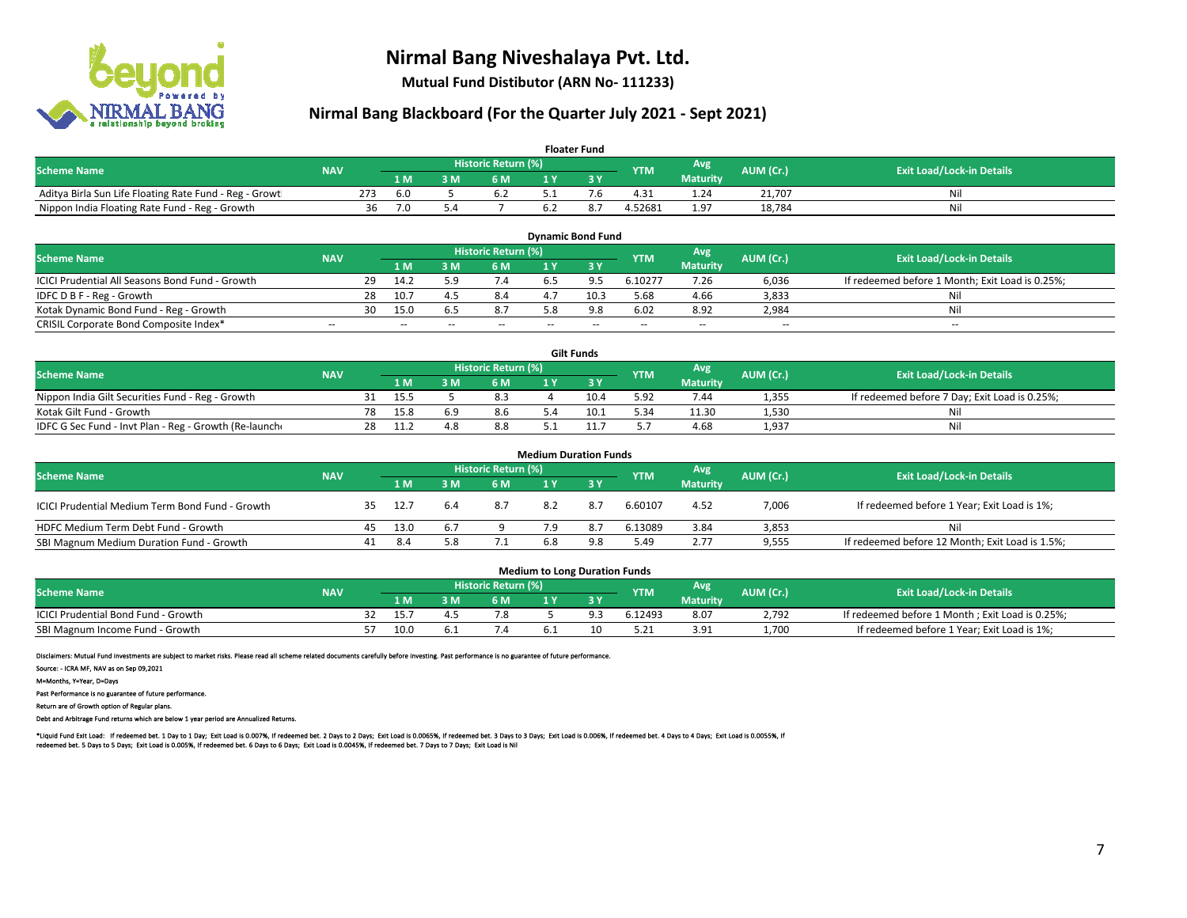# Nirmal Bang Niveshalaya Pvt. Ltd.

**Mutual Fund Distibutor (ARN No- 111233)**

## Nirmal Bang Blackboard (For the Quarter July 2021 - Sept 2021)

### Floater Fund

| Scheme Name | NAV | Historic Return (%) 1 M | 3 M | 6 M | 1 Y | 3 Y | YTM | Avg Maturity | AUM (Cr.) | Exit Load/Lock-in Details |
|---|---|---|---|---|---|---|---|---|---|---|
| Aditya Birla Sun Life Floating Rate Fund - Reg - Growt | 273 | 6.0 | 5 | 6.2 | 5.1 | 7.6 | 4.31 | 1.24 | 21,707 | Nil |
| Nippon India Floating Rate Fund - Reg - Growth | 36 | 7.0 | 5.4 | 7 | 6.2 | 8.7 | 4.52681 | 1.97 | 18,784 | Nil |

### Dynamic Bond Fund

| Scheme Name | NAV | Historic Return (%) 1 M | 3 M | 6 M | 1 Y | 3 Y | YTM | Avg Maturity | AUM (Cr.) | Exit Load/Lock-in Details |
|---|---|---|---|---|---|---|---|---|---|---|
| ICICI Prudential All Seasons Bond Fund - Growth | 29 | 14.2 | 5.9 | 7.4 | 6.5 | 9.5 | 6.10277 | 7.26 | 6,036 | If redeemed before 1 Month; Exit Load is 0.25%; |
| IDFC D B F - Reg - Growth | 28 | 10.7 | 4.5 | 8.4 | 4.7 | 10.3 | 5.68 | 4.66 | 3,833 | Nil |
| Kotak Dynamic Bond Fund - Reg - Growth | 30 | 15.0 | 6.5 | 8.7 | 5.8 | 9.8 | 6.02 | 8.92 | 2,984 | Nil |
| CRISIL Corporate Bond Composite Index* | -- | -- | -- | -- | -- | -- | -- | -- | -- | -- |

### Gilt Funds

| Scheme Name | NAV | Historic Return (%) 1 M | 3 M | 6 M | 1 Y | 3 Y | YTM | Avg Maturity | AUM (Cr.) | Exit Load/Lock-in Details |
|---|---|---|---|---|---|---|---|---|---|---|
| Nippon India Gilt Securities Fund - Reg - Growth | 31 | 15.5 | 5 | 8.3 | 4 | 10.4 | 5.92 | 7.44 | 1,355 | If redeemed before 7 Day; Exit Load is 0.25%; |
| Kotak Gilt Fund - Growth | 78 | 15.8 | 6.9 | 8.6 | 5.4 | 10.1 | 5.34 | 11.30 | 1,530 | Nil |
| IDFC G Sec Fund - Invt Plan - Reg - Growth (Re-launch | 28 | 11.2 | 4.8 | 8.8 | 5.1 | 11.7 | 5.7 | 4.68 | 1,937 | Nil |

### Medium Duration Funds

| Scheme Name | NAV | Historic Return (%) 1 M | 3 M | 6 M | 1 Y | 3 Y | YTM | Avg Maturity | AUM (Cr.) | Exit Load/Lock-in Details |
|---|---|---|---|---|---|---|---|---|---|---|
| ICICI Prudential Medium Term Bond Fund - Growth | 35 | 12.7 | 6.4 | 8.7 | 8.2 | 8.7 | 6.60107 | 4.52 | 7,006 | If redeemed before 1 Year; Exit Load is 1%; |
| HDFC Medium Term Debt Fund - Growth | 45 | 13.0 | 6.7 | 9 | 7.9 | 8.7 | 6.13089 | 3.84 | 3,853 | Nil |
| SBI Magnum Medium Duration Fund - Growth | 41 | 8.4 | 5.8 | 7.1 | 6.8 | 9.8 | 5.49 | 2.77 | 9,555 | If redeemed before 12 Month; Exit Load is 1.5%; |

### Medium to Long Duration Funds

| Scheme Name | NAV | Historic Return (%) 1 M | 3 M | 6 M | 1 Y | 3 Y | YTM | Avg Maturity | AUM (Cr.) | Exit Load/Lock-in Details |
|---|---|---|---|---|---|---|---|---|---|---|
| ICICI Prudential Bond Fund - Growth | 32 | 15.7 | 4.5 | 7.8 | 5 | 9.3 | 6.12493 | 8.07 | 2,792 | If redeemed before 1 Month ; Exit Load is 0.25%; |
| SBI Magnum Income Fund - Growth | 57 | 10.0 | 6.1 | 7.4 | 6.1 | 10 | 5.21 | 3.91 | 1,700 | If redeemed before 1 Year; Exit Load is 1%; |

Disclaimers: Mutual Fund investments are subject to market risks. Please read all scheme related documents carefully before investing. Past performance is no guarantee of future performance.

Source: - ICRA MF, NAV as on Sep 09,2021

M=Months, Y=Year, D=Days

Past Performance is no guarantee of future performance.

Return are of Growth option of Regular plans.

Debt and Arbitrage Fund returns which are below 1 year period are Annualized Returns.

*Liquid Fund Exit Load: If redeemed bet. 1 Day to 1 Day; Exit Load is 0.007%, If redeemed bet. 2 Days to 2 Days; Exit Load is 0.0065%, If redeemed bet. 3 Days to 3 Days; Exit Load is 0.006%, If redeemed bet. 4 Days to 4 Days; Exit Load is 0.0055%, If redeemed bet. 5 Days to 5 Days; Exit Load is 0.005%, If redeemed bet. 6 Days to 6 Days; Exit Load is 0.0045%, If redeemed bet. 7 Days to 7 Days; Exit Load is Nil